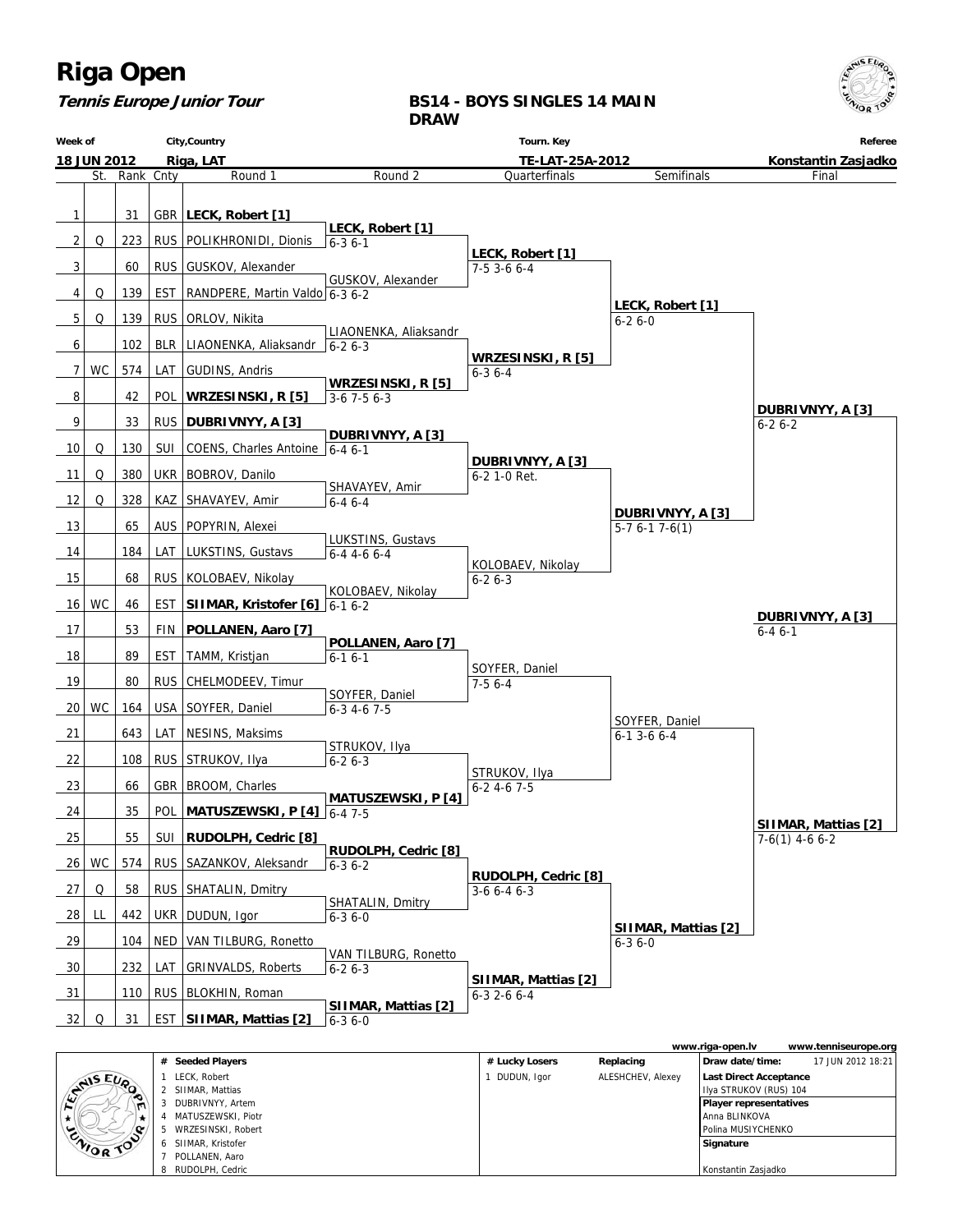# Riga Open

***Tennis Europe Junior Tour***

**BS14 - BOYS SINGLES 14 MAIN DRAW**

| Week of | City,Country | Tourn. Key | Referee |
|---|---|---|---|
| 18 JUN 2012 | Riga, LAT | TE-LAT-25A-2012 | Konstantin Zasjadko |

| # | St. | Rank | Cnty | Round 1 | Round 2 | Quarterfinals | Semifinals | Final |
|---|---|---|---|---|---|---|---|---|
| 1 | | 31 | GBR | **LECK, Robert [1]** | | | | |
| | | | | | **LECK, Robert [1]** | | | |
| 2 | Q | 223 | RUS | POLIKHRONIDI, Dionis | 6-3 6-1 | | | |
| | | | | | | **LECK, Robert [1]** | | |
| 3 | | 60 | RUS | GUSKOV, Alexander | | 7-5 3-6 6-4 | | |
| | | | | | GUSKOV, Alexander | | | |
| 4 | Q | 139 | EST | RANDPERE, Martin Valdo | 6-3 6-2 | | | |
| | | | | | | | **LECK, Robert [1]** | |
| 5 | Q | 139 | RUS | ORLOV, Nikita | | | 6-2 6-0 | |
| | | | | | LIAONENKA, Aliaksandr | | | |
| 6 | | 102 | BLR | LIAONENKA, Aliaksandr | 6-2 6-3 | | | |
| | | | | | | **WRZESINSKI, R [5]** | | |
| 7 | WC | 574 | LAT | GUDINS, Andris | | 6-3 6-4 | | |
| | | | | | **WRZESINSKI, R [5]** | | | |
| 8 | | 42 | POL | **WRZESINSKI, R [5]** | 3-6 7-5 6-3 | | | |
| | | | | | | | | **DUBRIVNYY, A [3]** |
| 9 | | 33 | RUS | **DUBRIVNYY, A [3]** | | | | 6-2 6-2 |
| | | | | | **DUBRIVNYY, A [3]** | | | |
| 10 | Q | 130 | SUI | COENS, Charles Antoine | 6-4 6-1 | | | |
| | | | | | | **DUBRIVNYY, A [3]** | | |
| 11 | Q | 380 | UKR | BOBROV, Danilo | | 6-2 1-0 Ret. | | |
| | | | | | SHAVAYEV, Amir | | | |
| 12 | Q | 328 | KAZ | SHAVAYEV, Amir | 6-4 6-4 | | | |
| | | | | | | | **DUBRIVNYY, A [3]** | |
| 13 | | 65 | AUS | POPYRIN, Alexei | | | 5-7 6-1 7-6(1) | |
| | | | | | LUKSTINS, Gustavs | | | |
| 14 | | 184 | LAT | LUKSTINS, Gustavs | 6-4 4-6 6-4 | | | |
| | | | | | | KOLOBAEV, Nikolay | | |
| 15 | | 68 | RUS | KOLOBAEV, Nikolay | | 6-2 6-3 | | |
| | | | | | KOLOBAEV, Nikolay | | | |
| 16 | WC | 46 | EST | **SIIMAR, Kristofer [6]** | 6-1 6-2 | | | |
| | | | | | | | | **DUBRIVNYY, A [3]** |
| 17 | | 53 | FIN | **POLLANEN, Aaro [7]** | | | | 6-4 6-1 |
| | | | | | **POLLANEN, Aaro [7]** | | | |
| 18 | | 89 | EST | TAMM, Kristjan | 6-1 6-1 | | | |
| | | | | | | SOYFER, Daniel | | |
| 19 | | 80 | RUS | CHELMODEEV, Timur | | 7-5 6-4 | | |
| | | | | | SOYFER, Daniel | | | |
| 20 | WC | 164 | USA | SOYFER, Daniel | 6-3 4-6 7-5 | | | |
| | | | | | | | SOYFER, Daniel | |
| 21 | | 643 | LAT | NESINS, Maksims | | | 6-1 3-6 6-4 | |
| | | | | | STRUKOV, Ilya | | | |
| 22 | | 108 | RUS | STRUKOV, Ilya | 6-2 6-3 | | | |
| | | | | | | STRUKOV, Ilya | | |
| 23 | | 66 | GBR | BROOM, Charles | | 6-2 4-6 7-5 | | |
| | | | | | **MATUSZEWSKI, P [4]** | | | |
| 24 | | 35 | POL | **MATUSZEWSKI, P [4]** | 6-4 7-5 | | | |
| | | | | | | | | **SIIMAR, Mattias [2]** |
| 25 | | 55 | SUI | **RUDOLPH, Cedric [8]** | | | | 7-6(1) 4-6 6-2 |
| | | | | | **RUDOLPH, Cedric [8]** | | | |
| 26 | WC | 574 | RUS | SAZANKOV, Aleksandr | 6-3 6-2 | | | |
| | | | | | | **RUDOLPH, Cedric [8]** | | |
| 27 | Q | 58 | RUS | SHATALIN, Dmitry | | 3-6 6-4 6-3 | | |
| | | | | | SHATALIN, Dmitry | | | |
| 28 | LL | 442 | UKR | DUDUN, Igor | 6-3 6-0 | | | |
| | | | | | | | **SIIMAR, Mattias [2]** | |
| 29 | | 104 | NED | VAN TILBURG, Ronetto | | | 6-3 6-0 | |
| | | | | | VAN TILBURG, Ronetto | | | |
| 30 | | 232 | LAT | GRINVALDS, Roberts | 6-2 6-3 | | | |
| | | | | | | **SIIMAR, Mattias [2]** | | |
| 31 | | 110 | RUS | BLOKHIN, Roman | | 6-3 2-6 6-4 | | |
| | | | | | **SIIMAR, Mattias [2]** | | | |
| 32 | Q | 31 | EST | **SIIMAR, Mattias [2]** | 6-3 6-0 | | | |

www.riga-open.lv www.tenniseurope.org

| # | Seeded Players | # | Lucky Losers | Replacing |
|---|---|---|---|---|
| 1 | LECK, Robert | 1 | DUDUN, Igor | ALESHCHEV, Alexey |
| 2 | SIIMAR, Mattias | | | |
| 3 | DUBRIVNYY, Artem | | | |
| 4 | MATUSZEWSKI, Piotr | | | |
| 5 | WRZESINSKI, Robert | | | |
| 6 | SIIMAR, Kristofer | | | |
| 7 | POLLANEN, Aaro | | | |
| 8 | RUDOLPH, Cedric | | | |

**Draw date/time:** 17 JUN 2012 18:21

**Last Direct Acceptance**
Ilya STRUKOV (RUS) 104

**Player representatives**
Anna BLINKOVA
Polina MUSIYCHENKO

**Signature**
Konstantin Zasjadko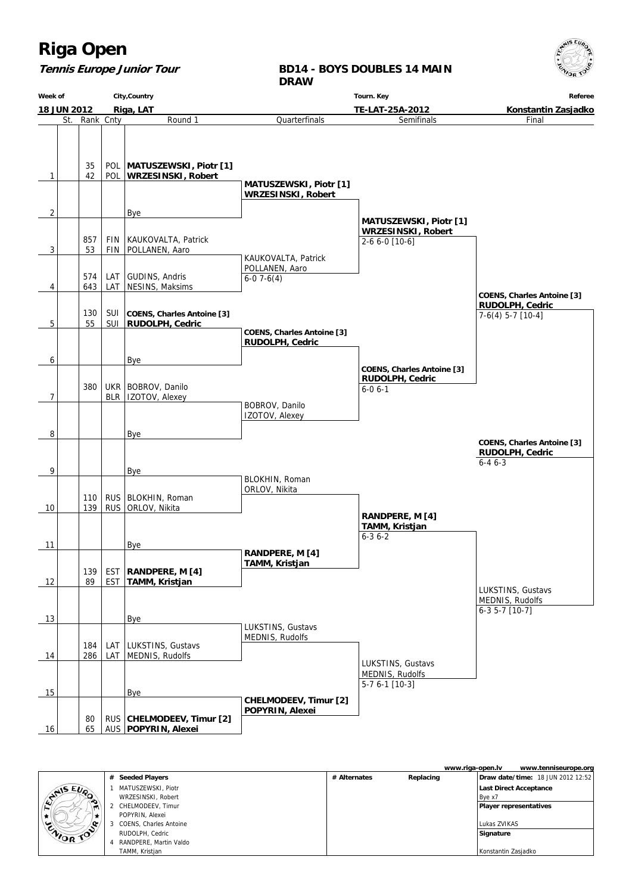# Riga Open

**Tennis Europe Junior Tour**

## BD14 - BOYS DOUBLES 14 MAIN DRAW

| Week of | City,Country | Tourn. Key | Referee |
|---|---|---|---|
| **18 JUN 2012** | **Riga, LAT** | **TE-LAT-25A-2012** | **Konstantin Zasjadko** |

| # | St. | Rank | Cnty | Round 1 | Quarterfinals | Semifinals | Final |
|---|---|---|---|---|---|---|---|
| 1 | | 35<br>42 | POL<br>POL | **MATUSZEWSKI, Piotr [1]**<br>**WRZESINSKI, Robert** | **MATUSZEWSKI, Piotr [1]**<br>**WRZESINSKI, Robert** | | |
| 2 | | | | Bye | | **MATUSZEWSKI, Piotr [1]**<br>**WRZESINSKI, Robert**<br>2-6 6-0 [10-6] | |
| 3 | | 857<br>53 | FIN<br>FIN | KAUKOVALTA, Patrick<br>POLLANEN, Aaro | KAUKOVALTA, Patrick<br>POLLANEN, Aaro<br>6-0 7-6(4) | | |
| 4 | | 574<br>643 | LAT<br>LAT | GUDINS, Andris<br>NESINS, Maksims | | | **COENS, Charles Antoine [3]**<br>**RUDOLPH, Cedric**<br>7-6(4) 5-7 [10-4] |
| 5 | | 130<br>55 | SUI<br>SUI | **COENS, Charles Antoine [3]**<br>**RUDOLPH, Cedric** | **COENS, Charles Antoine [3]**<br>**RUDOLPH, Cedric** | | |
| 6 | | | | Bye | | **COENS, Charles Antoine [3]**<br>**RUDOLPH, Cedric**<br>6-0 6-1 | |
| 7 | | 380 | UKR<br>BLR | BOBROV, Danilo<br>IZOTOV, Alexey | BOBROV, Danilo<br>IZOTOV, Alexey | | |
| 8 | | | | Bye | | | **COENS, Charles Antoine [3]**<br>**RUDOLPH, Cedric**<br>6-4 6-3 |
| 9 | | | | Bye | BLOKHIN, Roman<br>ORLOV, Nikita | | |
| 10 | | 110<br>139 | RUS<br>RUS | BLOKHIN, Roman<br>ORLOV, Nikita | | **RANDPERE, M [4]**<br>**TAMM, Kristjan**<br>6-3 6-2 | |
| 11 | | | | Bye | **RANDPERE, M [4]**<br>**TAMM, Kristjan** | | |
| 12 | | 139<br>89 | EST<br>EST | **RANDPERE, M [4]**<br>**TAMM, Kristjan** | | | LUKSTINS, Gustavs<br>MEDNIS, Rudolfs<br>6-3 5-7 [10-7] |
| 13 | | | | Bye | LUKSTINS, Gustavs<br>MEDNIS, Rudolfs | | |
| 14 | | 184<br>286 | LAT<br>LAT | LUKSTINS, Gustavs<br>MEDNIS, Rudolfs | | LUKSTINS, Gustavs<br>MEDNIS, Rudolfs<br>5-7 6-1 [10-3] | |
| 15 | | | | Bye | **CHELMODEEV, Timur [2]**<br>**POPYRIN, Alexei** | | |
| 16 | | 80<br>65 | RUS<br>AUS | **CHELMODEEV, Timur [2]**<br>**POPYRIN, Alexei** | | | |

www.riga-open.lv www.tenniseurope.org

| # | Seeded Players | # Alternates | Replacing | |
|---|---|---|---|---|
| 1 | MATUSZEWSKI, Piotr<br>WRZESINSKI, Robert | | | **Draw date/time:** 18 JUN 2012 12:52 |
| 2 | CHELMODEEV, Timur<br>POPYRIN, Alexei | | | **Last Direct Acceptance**<br>Bye x7 |
| 3 | COENS, Charles Antoine<br>RUDOLPH, Cedric | | | **Player representatives**<br>Lukas ZVIKAS |
| 4 | RANDPERE, Martin Valdo<br>TAMM, Kristjan | | | **Signature**<br>Konstantin Zasjadko |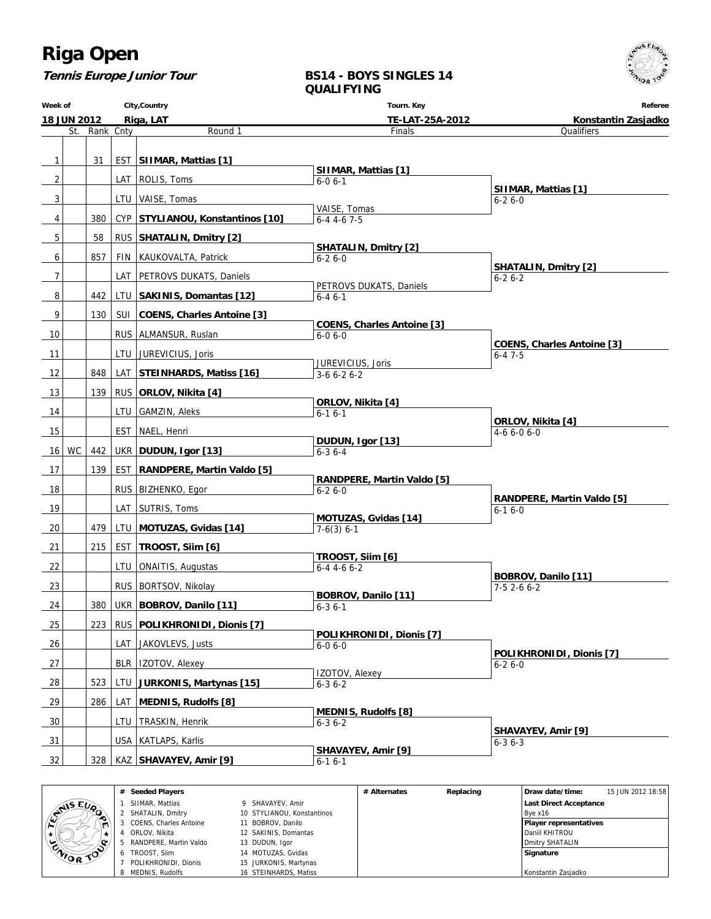# Riga Open

*Tennis Europe Junior Tour*

## BS14 - BOYS SINGLES 14 QUALIFYING

| Week of | City,Country | Tourn. Key | Referee |
|---|---|---|---|
| 18 JUN 2012 | Riga, LAT | TE-LAT-25A-2012 | Konstantin Zasjadko |

| # | St. | Rank | Cnty | Round 1 | Finals | Qualifiers |
|---|---|---|---|---|---|---|
| 1 | | 31 | EST | **SIIMAR, Mattias [1]** | | |
| | | | | | **SIIMAR, Mattias [1]** 6-0 6-1 | |
| 2 | | | LAT | ROLIS, Toms | | |
| | | | | | | **SIIMAR, Mattias [1]** 6-2 6-0 |
| 3 | | | LTU | VAISE, Tomas | | |
| | | | | | VAISE, Tomas 6-4 4-6 7-5 | |
| 4 | | 380 | CYP | **STYLIANOU, Konstantinos [10]** | | |
| 5 | | 58 | RUS | **SHATALIN, Dmitry [2]** | | |
| | | | | | **SHATALIN, Dmitry [2]** 6-2 6-0 | |
| 6 | | 857 | FIN | KAUKOVALTA, Patrick | | |
| | | | | | | **SHATALIN, Dmitry [2]** 6-2 6-2 |
| 7 | | | LAT | PETROVS DUKATS, Daniels | | |
| | | | | | PETROVS DUKATS, Daniels 6-4 6-1 | |
| 8 | | 442 | LTU | **SAKINIS, Domantas [12]** | | |
| 9 | | 130 | SUI | **COENS, Charles Antoine [3]** | | |
| | | | | | **COENS, Charles Antoine [3]** 6-0 6-0 | |
| 10 | | | RUS | ALMANSUR, Ruslan | | |
| | | | | | | **COENS, Charles Antoine [3]** 6-4 7-5 |
| 11 | | | LTU | JUREVICIUS, Joris | | |
| | | | | | JUREVICIUS, Joris 3-6 6-2 6-2 | |
| 12 | | 848 | LAT | **STEINHARDS, Matiss [16]** | | |
| 13 | | 139 | RUS | **ORLOV, Nikita [4]** | | |
| | | | | | **ORLOV, Nikita [4]** 6-1 6-1 | |
| 14 | | | LTU | GAMZIN, Aleks | | |
| | | | | | | **ORLOV, Nikita [4]** 4-6 6-0 6-0 |
| 15 | | | EST | NAEL, Henri | | |
| | | | | | **DUDUN, Igor [13]** 6-3 6-4 | |
| 16 | WC | 442 | UKR | **DUDUN, Igor [13]** | | |
| 17 | | 139 | EST | **RANDPERE, Martin Valdo [5]** | | |
| | | | | | **RANDPERE, Martin Valdo [5]** 6-2 6-0 | |
| 18 | | | RUS | BIZHENKO, Egor | | |
| | | | | | | **RANDPERE, Martin Valdo [5]** 6-1 6-0 |
| 19 | | | LAT | SUTRIS, Toms | | |
| | | | | | **MOTUZAS, Gvidas [14]** 7-6(3) 6-1 | |
| 20 | | 479 | LTU | **MOTUZAS, Gvidas [14]** | | |
| 21 | | 215 | EST | **TROOST, Siim [6]** | | |
| | | | | | **TROOST, Siim [6]** 6-4 4-6 6-2 | |
| 22 | | | LTU | ONAITIS, Augustas | | |
| | | | | | | **BOBROV, Danilo [11]** 7-5 2-6 6-2 |
| 23 | | | RUS | BORTSOV, Nikolay | | |
| | | | | | **BOBROV, Danilo [11]** 6-3 6-1 | |
| 24 | | 380 | UKR | **BOBROV, Danilo [11]** | | |
| 25 | | 223 | RUS | **POLIKHRONIDI, Dionis [7]** | | |
| | | | | | **POLIKHRONIDI, Dionis [7]** 6-0 6-0 | |
| 26 | | | LAT | JAKOVLEVS, Justs | | |
| | | | | | | **POLIKHRONIDI, Dionis [7]** 6-2 6-0 |
| 27 | | | BLR | IZOTOV, Alexey | | |
| | | | | | IZOTOV, Alexey 6-3 6-2 | |
| 28 | | 523 | LTU | **JURKONIS, Martynas [15]** | | |
| 29 | | 286 | LAT | **MEDNIS, Rudolfs [8]** | | |
| | | | | | **MEDNIS, Rudolfs [8]** 6-3 6-2 | |
| 30 | | | LTU | TRASKIN, Henrik | | |
| | | | | | | **SHAVAYEV, Amir [9]** 6-3 6-3 |
| 31 | | | USA | KATLAPS, Karlis | | |
| | | | | | **SHAVAYEV, Amir [9]** 6-1 6-1 | |
| 32 | | 328 | KAZ | **SHAVAYEV, Amir [9]** | | |

| # | Seeded Players | # | Seeded Players |
|---|---|---|---|
| 1 | SIIMAR, Mattias | 9 | SHAVAYEV, Amir |
| 2 | SHATALIN, Dmitry | 10 | STYLIANOU, Konstantinos |
| 3 | COENS, Charles Antoine | 11 | BOBROV, Danilo |
| 4 | ORLOV, Nikita | 12 | SAKINIS, Domantas |
| 5 | RANDPERE, Martin Valdo | 13 | DUDUN, Igor |
| 6 | TROOST, Siim | 14 | MOTUZAS, Gvidas |
| 7 | POLIKHRONIDI, Dionis | 15 | JURKONIS, Martynas |
| 8 | MEDNIS, Rudolfs | 16 | STEINHARDS, Matiss |

| # Alternates | Replacing |
|---|---|
| | |

**Draw date/time:** 15 JUN 2012 18:58

**Last Direct Acceptance**
Bye x16

**Player representatives**
Daniil KHITROU
Dmitry SHATALIN

**Signature**
Konstantin Zasjadko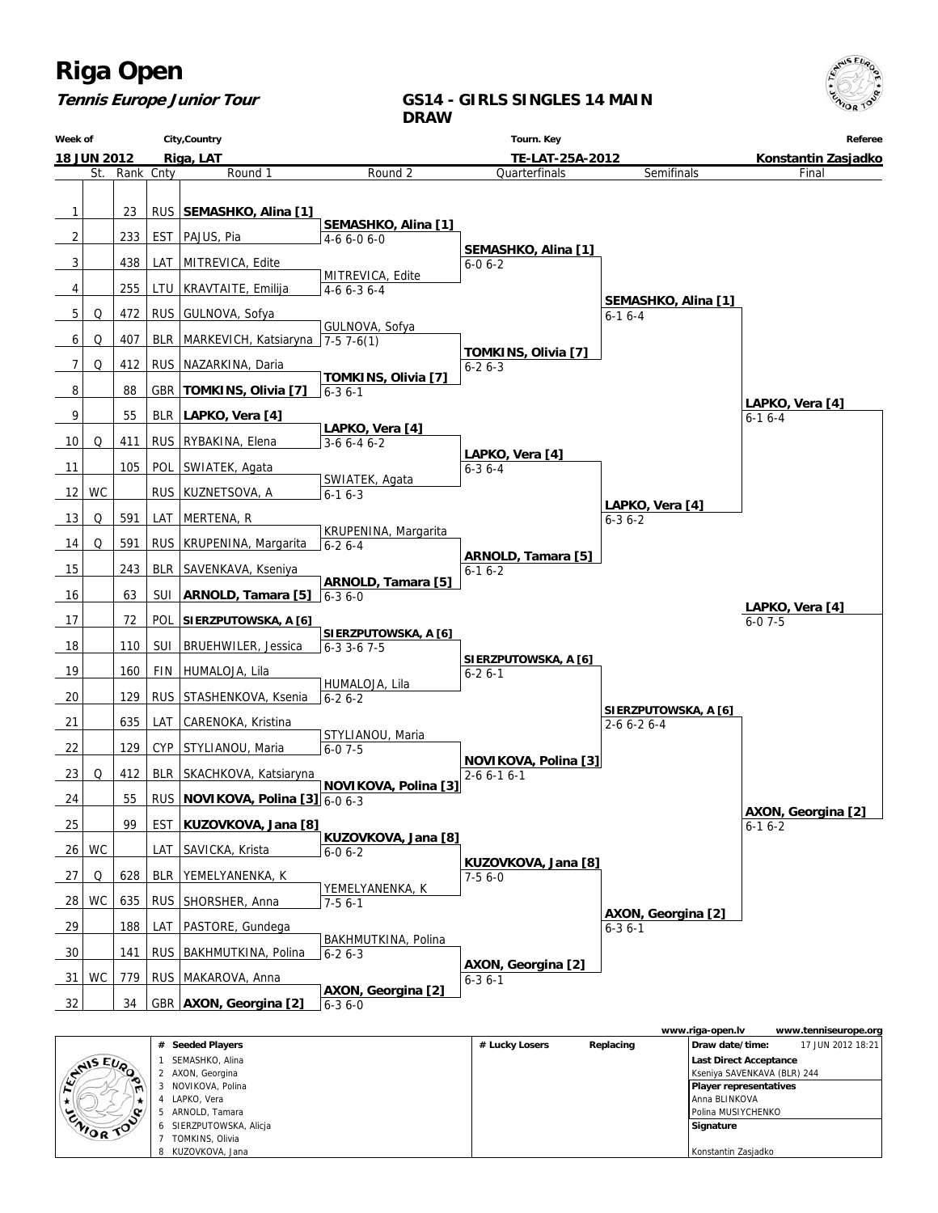# Riga Open

***Tennis Europe Junior Tour***

**GS14 - GIRLS SINGLES 14 MAIN DRAW**

| Week of | City,Country | Tourn. Key | Referee |
|---|---|---|---|
| 18 JUN 2012 | Riga, LAT | TE-LAT-25A-2012 | Konstantin Zasjadko |

| # | St. | Rank | Cnty | Round 1 | Round 2 | Quarterfinals | Semifinals | Final |
|---|---|---|---|---|---|---|---|---|
| 1 | | 23 | RUS | **SEMASHKO, Alina [1]** | | | | |
| 2 | | 233 | EST | PAJUS, Pia | **SEMASHKO, Alina [1]** 4-6 6-0 6-0 | | | |
| 3 | | 438 | LAT | MITREVICA, Edite | | **SEMASHKO, Alina [1]** 6-0 6-2 | | |
| 4 | | 255 | LTU | KRAVTAITE, Emilija | MITREVICA, Edite 4-6 6-3 6-4 | | | |
| 5 | Q | 472 | RUS | GULNOVA, Sofya | | | **SEMASHKO, Alina [1]** 6-1 6-4 | |
| 6 | Q | 407 | BLR | MARKEVICH, Katsiaryna | GULNOVA, Sofya 7-5 7-6(1) | | | |
| 7 | Q | 412 | RUS | NAZARKINA, Daria | | **TOMKINS, Olivia [7]** 6-2 6-3 | | |
| 8 | | 88 | GBR | **TOMKINS, Olivia [7]** | **TOMKINS, Olivia [7]** 6-3 6-1 | | | |
| 9 | | 55 | BLR | **LAPKO, Vera [4]** | | | | **LAPKO, Vera [4]** 6-1 6-4 |
| 10 | Q | 411 | RUS | RYBAKINA, Elena | **LAPKO, Vera [4]** 3-6 6-4 6-2 | | | |
| 11 | | 105 | POL | SWIATEK, Agata | | **LAPKO, Vera [4]** 6-3 6-4 | | |
| 12 | WC | | RUS | KUZNETSOVA, A | SWIATEK, Agata 6-1 6-3 | | | |
| 13 | Q | 591 | LAT | MERTENA, R | | | **LAPKO, Vera [4]** 6-3 6-2 | |
| 14 | Q | 591 | RUS | KRUPENINA, Margarita | KRUPENINA, Margarita 6-2 6-4 | | | |
| 15 | | 243 | BLR | SAVENKAVA, Kseniya | | **ARNOLD, Tamara [5]** 6-1 6-2 | | |
| 16 | | 63 | SUI | **ARNOLD, Tamara [5]** | **ARNOLD, Tamara [5]** 6-3 6-0 | | | |
| 17 | | 72 | POL | **SIERZPUTOWSKA, A [6]** | | | | **LAPKO, Vera [4]** 6-0 7-5 |
| 18 | | 110 | SUI | BRUEHWILER, Jessica | **SIERZPUTOWSKA, A [6]** 6-3 3-6 7-5 | | | |
| 19 | | 160 | FIN | HUMALOJA, Lila | | **SIERZPUTOWSKA, A [6]** 6-2 6-1 | | |
| 20 | | 129 | RUS | STASHENKOVA, Ksenia | HUMALOJA, Lila 6-2 6-2 | | | |
| 21 | | 635 | LAT | CARENOKA, Kristina | | | **SIERZPUTOWSKA, A [6]** 2-6 6-2 6-4 | |
| 22 | | 129 | CYP | STYLIANOU, Maria | STYLIANOU, Maria 6-0 7-5 | | | |
| 23 | Q | 412 | BLR | SKACHKOVA, Katsiaryna | | **NOVIKOVA, Polina [3]** 2-6 6-1 6-1 | | |
| 24 | | 55 | RUS | **NOVIKOVA, Polina [3]** | **NOVIKOVA, Polina [3]** 6-0 6-3 | | | |
| 25 | | 99 | EST | **KUZOVKOVA, Jana [8]** | | | | **AXON, Georgina [2]** 6-1 6-2 |
| 26 | WC | | LAT | SAVICKA, Krista | **KUZOVKOVA, Jana [8]** 6-0 6-2 | | | |
| 27 | Q | 628 | BLR | YEMELYANENKA, K | | **KUZOVKOVA, Jana [8]** 7-5 6-0 | | |
| 28 | WC | 635 | RUS | SHORSHER, Anna | YEMELYANENKA, K 7-5 6-1 | | | |
| 29 | | 188 | LAT | PASTORE, Gundega | | | **AXON, Georgina [2]** 6-3 6-1 | |
| 30 | | 141 | RUS | BAKHMUTKINA, Polina | BAKHMUTKINA, Polina 6-2 6-3 | | | |
| 31 | WC | 779 | RUS | MAKAROVA, Anna | | **AXON, Georgina [2]** 6-3 6-1 | | |
| 32 | | 34 | GBR | **AXON, Georgina [2]** | **AXON, Georgina [2]** 6-3 6-0 | | | |

www.riga-open.lv www.tenniseurope.org

| # | Seeded Players |
|---|---|
| 1 | SEMASHKO, Alina |
| 2 | AXON, Georgina |
| 3 | NOVIKOVA, Polina |
| 4 | LAPKO, Vera |
| 5 | ARNOLD, Tamara |
| 6 | SIERZPUTOWSKA, Alicja |
| 7 | TOMKINS, Olivia |
| 8 | KUZOVKOVA, Jana |

| # Lucky Losers | Replacing |
|---|---|
| | |

**Draw date/time:** 17 JUN 2012 18:21

**Last Direct Acceptance**
Kseniya SAVENKAVA (BLR) 244

**Player representatives**
Anna BLINKOVA
Polina MUSIYCHENKO

**Signature**
Konstantin Zasjadko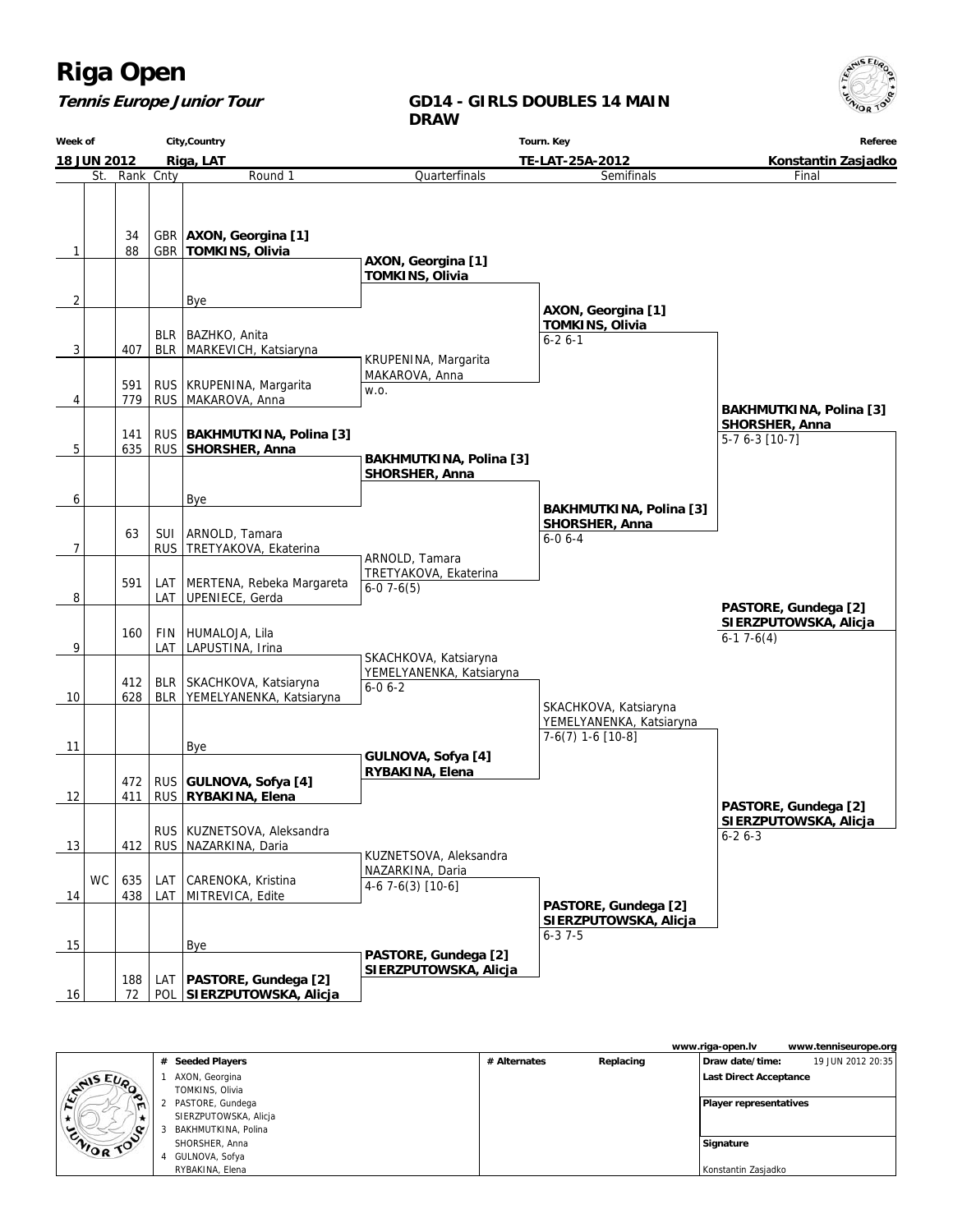# Riga Open

***Tennis Europe Junior Tour***

## GD14 - GIRLS DOUBLES 14 MAIN DRAW

| Week of | City,Country | Tourn. Key | Referee |
|---|---|---|---|
| 18 JUN 2012 | Riga, LAT | TE-LAT-25A-2012 | Konstantin Zasjadko |

### Round 1

| # | St. | Rank | Cnty | Round 1 |
|---|---|---|---|---|
| 1 | | 34 / 88 | GBR / GBR | **AXON, Georgina [1]** / **TOMKINS, Olivia** |
| 2 | | | | Bye |
| 3 | | 407 | BLR / BLR | BAZHKO, Anita / MARKEVICH, Katsiaryna |
| 4 | | 591 / 779 | RUS / RUS | KRUPENINA, Margarita / MAKAROVA, Anna |
| 5 | | 141 / 635 | RUS / RUS | **BAKHMUTKINA, Polina [3]** / **SHORSHER, Anna** |
| 6 | | | | Bye |
| 7 | | 63 | SUI / RUS | ARNOLD, Tamara / TRETYAKOVA, Ekaterina |
| 8 | | 591 | LAT / LAT | MERTENA, Rebeka Margareta / UPENIECE, Gerda |
| 9 | | 160 | FIN / LAT | HUMALOJA, Lila / LAPUSTINA, Irina |
| 10 | | 412 / 628 | BLR / BLR | SKACHKOVA, Katsiaryna / YEMELYANENKA, Katsiaryna |
| 11 | | | | Bye |
| 12 | | 472 / 411 | RUS / RUS | **GULNOVA, Sofya [4]** / **RYBAKINA, Elena** |
| 13 | | 412 | RUS / RUS | KUZNETSOVA, Aleksandra / NAZARKINA, Daria |
| 14 | WC | 635 / 438 | LAT / LAT | CARENOKA, Kristina / MITREVICA, Edite |
| 15 | | | | Bye |
| 16 | | 188 / 72 | LAT / POL | **PASTORE, Gundega [2]** / **SIERZPUTOWSKA, Alicja** |

### Quarterfinals

- **AXON, Georgina [1] / TOMKINS, Olivia**
- KRUPENINA, Margarita / MAKAROVA, Anna — w.o.
- **BAKHMUTKINA, Polina [3] / SHORSHER, Anna**
- ARNOLD, Tamara / TRETYAKOVA, Ekaterina — 6-0 7-6(5)
- SKACHKOVA, Katsiaryna / YEMELYANENKA, Katsiaryna — 6-0 6-2
- **GULNOVA, Sofya [4] / RYBAKINA, Elena**
- KUZNETSOVA, Aleksandra / NAZARKINA, Daria — 4-6 7-6(3) [10-6]
- **PASTORE, Gundega [2] / SIERZPUTOWSKA, Alicja**

### Semifinals

- **AXON, Georgina [1] / TOMKINS, Olivia** — 6-2 6-1
- **BAKHMUTKINA, Polina [3] / SHORSHER, Anna** — 6-0 6-4
- SKACHKOVA, Katsiaryna / YEMELYANENKA, Katsiaryna — 7-6(7) 1-6 [10-8]
- **PASTORE, Gundega [2] / SIERZPUTOWSKA, Alicja** — 6-3 7-5

### Final

- **BAKHMUTKINA, Polina [3] / SHORSHER, Anna** — 5-7 6-3 [10-7]
- **PASTORE, Gundega [2] / SIERZPUTOWSKA, Alicja** — 6-2 6-3

### Winner

**PASTORE, Gundega [2] / SIERZPUTOWSKA, Alicja** — 6-1 7-6(4)

---

www.riga-open.lv www.tenniseurope.org

| # | Seeded Players | # Alternates | Replacing | |
|---|---|---|---|---|
| 1 | AXON, Georgina / TOMKINS, Olivia | | | Draw date/time: 19 JUN 2012 20:35 |
| 2 | PASTORE, Gundega / SIERZPUTOWSKA, Alicja | | | Last Direct Acceptance |
| 3 | BAKHMUTKINA, Polina / SHORSHER, Anna | | | Player representatives |
| 4 | GULNOVA, Sofya / RYBAKINA, Elena | | | Signature: Konstantin Zasjadko |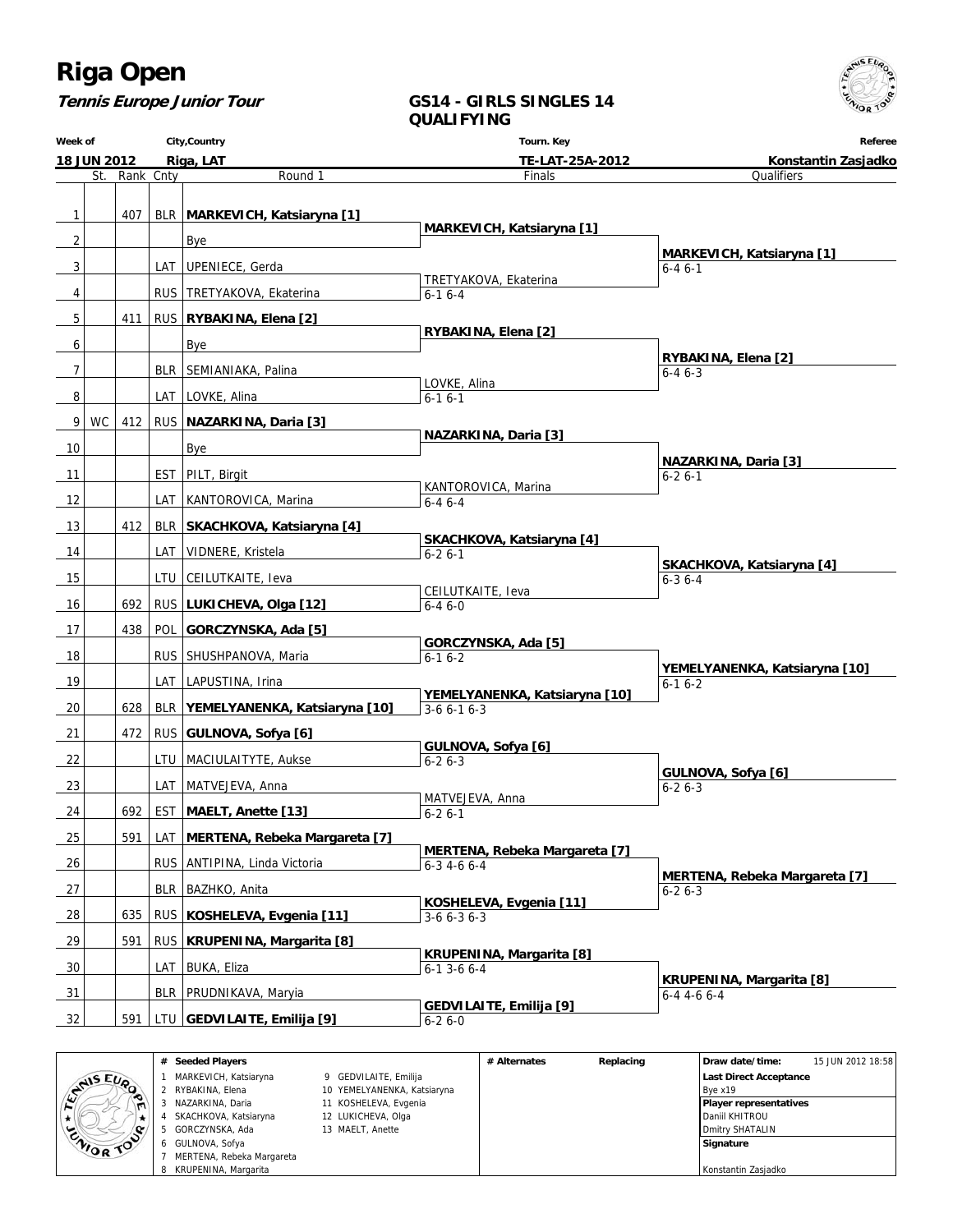# Riga Open

***Tennis Europe Junior Tour***

**GS14 - GIRLS SINGLES 14**
**QUALIFYING**

| Week of | City,Country | Tourn. Key | Referee |
|---|---|---|---|
| 18 JUN 2012 | Riga, LAT | TE-LAT-25A-2012 | Konstantin Zasjadko |

| # | St. | Rank | Cnty | Round 1 | Finals | Qualifiers |
|---|---|---|---|---|---|---|
| 1 | | 407 | BLR | **MARKEVICH, Katsiaryna [1]** | **MARKEVICH, Katsiaryna [1]** | **MARKEVICH, Katsiaryna [1]** 6-4 6-1 |
| 2 | | | | Bye | | |
| 3 | | | LAT | UPENIECE, Gerda | TRETYAKOVA, Ekaterina 6-1 6-4 | |
| 4 | | | RUS | TRETYAKOVA, Ekaterina | | |
| 5 | | 411 | RUS | **RYBAKINA, Elena [2]** | **RYBAKINA, Elena [2]** | **RYBAKINA, Elena [2]** 6-4 6-3 |
| 6 | | | | Bye | | |
| 7 | | | BLR | SEMIANIAKA, Palina | LOVKE, Alina 6-1 6-1 | |
| 8 | | | LAT | LOVKE, Alina | | |
| 9 | WC | 412 | RUS | **NAZARKINA, Daria [3]** | **NAZARKINA, Daria [3]** | **NAZARKINA, Daria [3]** 6-2 6-1 |
| 10 | | | | Bye | | |
| 11 | | | EST | PILT, Birgit | KANTOROVICA, Marina 6-4 6-4 | |
| 12 | | | LAT | KANTOROVICA, Marina | | |
| 13 | | 412 | BLR | **SKACHKOVA, Katsiaryna [4]** | **SKACHKOVA, Katsiaryna [4]** 6-2 6-1 | **SKACHKOVA, Katsiaryna [4]** 6-3 6-4 |
| 14 | | | LAT | VIDNERE, Kristela | | |
| 15 | | | LTU | CEILUTKAITE, Ieva | CEILUTKAITE, Ieva 6-4 6-0 | |
| 16 | | 692 | RUS | **LUKICHEVA, Olga [12]** | | |
| 17 | | 438 | POL | **GORCZYNSKA, Ada [5]** | **GORCZYNSKA, Ada [5]** 6-1 6-2 | **YEMELYANENKA, Katsiaryna [10]** 6-1 6-2 |
| 18 | | | RUS | SHUSHPANOVA, Maria | | |
| 19 | | | LAT | LAPUSTINA, Irina | **YEMELYANENKA, Katsiaryna [10]** 3-6 6-1 6-3 | |
| 20 | | 628 | BLR | **YEMELYANENKA, Katsiaryna [10]** | | |
| 21 | | 472 | RUS | **GULNOVA, Sofya [6]** | **GULNOVA, Sofya [6]** 6-2 6-3 | **GULNOVA, Sofya [6]** 6-2 6-3 |
| 22 | | | LTU | MACIULAITYTE, Aukse | | |
| 23 | | | LAT | MATVEJEVA, Anna | MATVEJEVA, Anna 6-2 6-1 | |
| 24 | | 692 | EST | **MAELT, Anette [13]** | | |
| 25 | | 591 | LAT | **MERTENA, Rebeka Margareta [7]** | **MERTENA, Rebeka Margareta [7]** 6-3 4-6 6-4 | **MERTENA, Rebeka Margareta [7]** 6-2 6-3 |
| 26 | | | RUS | ANTIPINA, Linda Victoria | | |
| 27 | | | BLR | BAZHKO, Anita | **KOSHELEVA, Evgenia [11]** 3-6 6-3 6-3 | |
| 28 | | 635 | RUS | **KOSHELEVA, Evgenia [11]** | | |
| 29 | | 591 | RUS | **KRUPENINA, Margarita [8]** | **KRUPENINA, Margarita [8]** 6-1 3-6 6-4 | **KRUPENINA, Margarita [8]** 6-4 4-6 6-4 |
| 30 | | | LAT | BUKA, Eliza | | |
| 31 | | | BLR | PRUDNIKAVA, Maryia | **GEDVILAITE, Emilija [9]** 6-2 6-0 | |
| 32 | | 591 | LTU | **GEDVILAITE, Emilija [9]** | | |

| # | Seeded Players | # | Seeded Players |
|---|---|---|---|
| 1 | MARKEVICH, Katsiaryna | 9 | GEDVILAITE, Emilija |
| 2 | RYBAKINA, Elena | 10 | YEMELYANENKA, Katsiaryna |
| 3 | NAZARKINA, Daria | 11 | KOSHELEVA, Evgenia |
| 4 | SKACHKOVA, Katsiaryna | 12 | LUKICHEVA, Olga |
| 5 | GORCZYNSKA, Ada | 13 | MAELT, Anette |
| 6 | GULNOVA, Sofya | | |
| 7 | MERTENA, Rebeka Margareta | | |
| 8 | KRUPENINA, Margarita | | |

| # Alternates | Replacing |
|---|---|
| | |

Draw date/time: 15 JUN 2012 18:58

**Last Direct Acceptance**
Bye x19

**Player representatives**
Daniil KHITROU
Dmitry SHATALIN

**Signature**
Konstantin Zasjadko